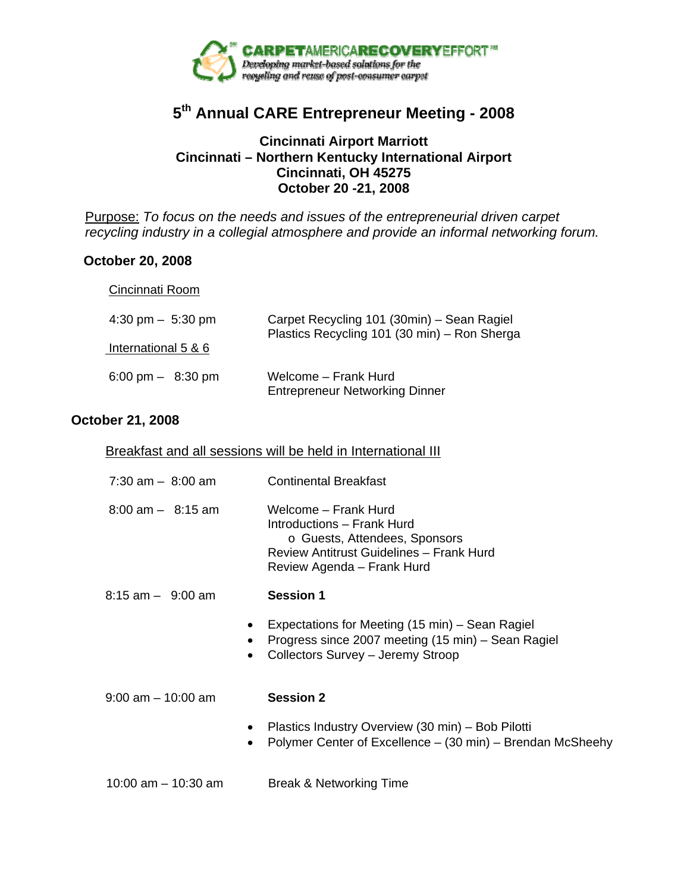CARPETAMERICARECOVERYEFFORT℠
*Developing market-based solutions for the recycling and reuse of post-consumer carpet*

# 5th Annual CARE Entrepreneur Meeting - 2008

**Cincinnati Airport Marriott**
**Cincinnati – Northern Kentucky International Airport**
**Cincinnati, OH 45275**
**October 20 -21, 2008**

Purpose: *To focus on the needs and issues of the entrepreneurial driven carpet recycling industry in a collegial atmosphere and provide an informal networking forum.*

## October 20, 2008

Cincinnati Room

4:30 pm – 5:30 pm — Carpet Recycling 101 (30min) – Sean Ragiel
Plastics Recycling 101 (30 min) – Ron Sherga

International 5 & 6

6:00 pm – 8:30 pm — Welcome – Frank Hurd
Entrepreneur Networking Dinner

## October 21, 2008

Breakfast and all sessions will be held in International III

7:30 am – 8:00 am — Continental Breakfast

8:00 am – 8:15 am — Welcome – Frank Hurd
Introductions – Frank Hurd
- Guests, Attendees, Sponsors

Review Antitrust Guidelines – Frank Hurd
Review Agenda – Frank Hurd

8:15 am – 9:00 am — **Session 1**

- Expectations for Meeting (15 min) – Sean Ragiel
- Progress since 2007 meeting (15 min) – Sean Ragiel
- Collectors Survey – Jeremy Stroop

9:00 am – 10:00 am — **Session 2**

- Plastics Industry Overview (30 min) – Bob Pilotti
- Polymer Center of Excellence – (30 min) – Brendan McSheehy

10:00 am – 10:30 am — Break & Networking Time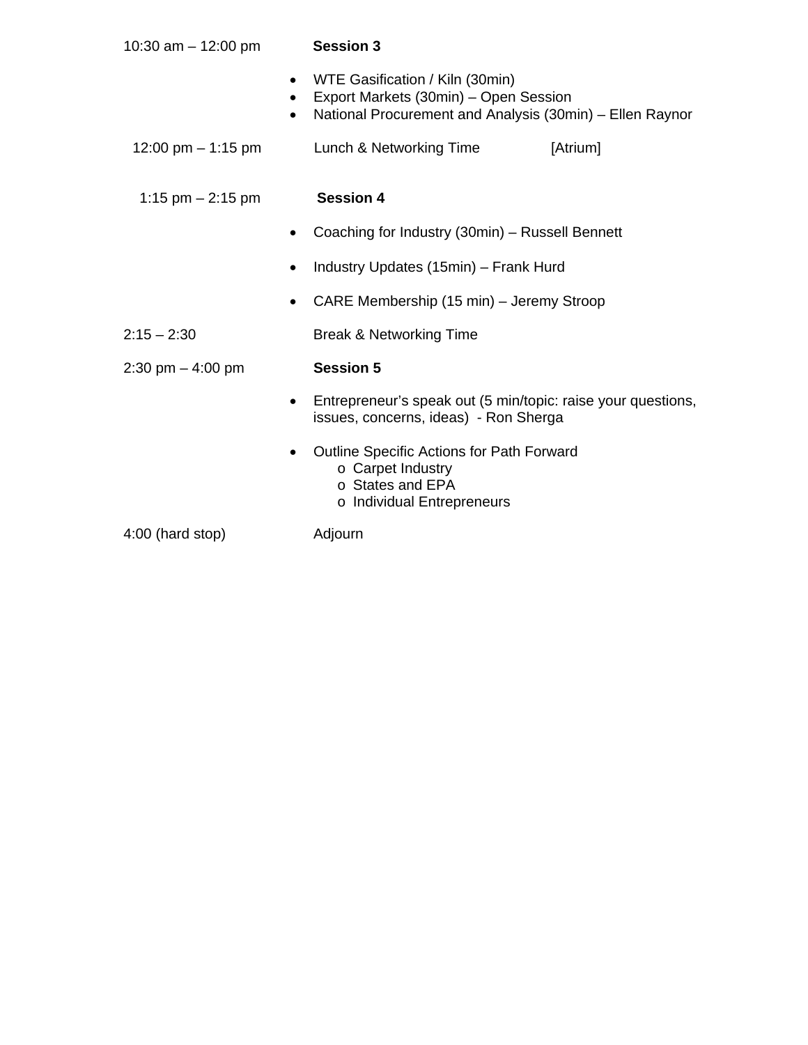10:30 am – 12:00 pm **Session 3**

- WTE Gasification / Kiln (30min)
- Export Markets (30min) – Open Session
- National Procurement and Analysis (30min) – Ellen Raynor

12:00 pm – 1:15 pm Lunch & Networking Time [Atrium]

1:15 pm – 2:15 pm **Session 4**

- Coaching for Industry (30min) – Russell Bennett
- Industry Updates (15min) – Frank Hurd
- CARE Membership (15 min) – Jeremy Stroop

2:15 – 2:30 Break & Networking Time

2:30 pm – 4:00 pm **Session 5**

- Entrepreneur's speak out (5 min/topic: raise your questions, issues, concerns, ideas) - Ron Sherga
- Outline Specific Actions for Path Forward
  - Carpet Industry
  - States and EPA
  - Individual Entrepreneurs

4:00 (hard stop) Adjourn